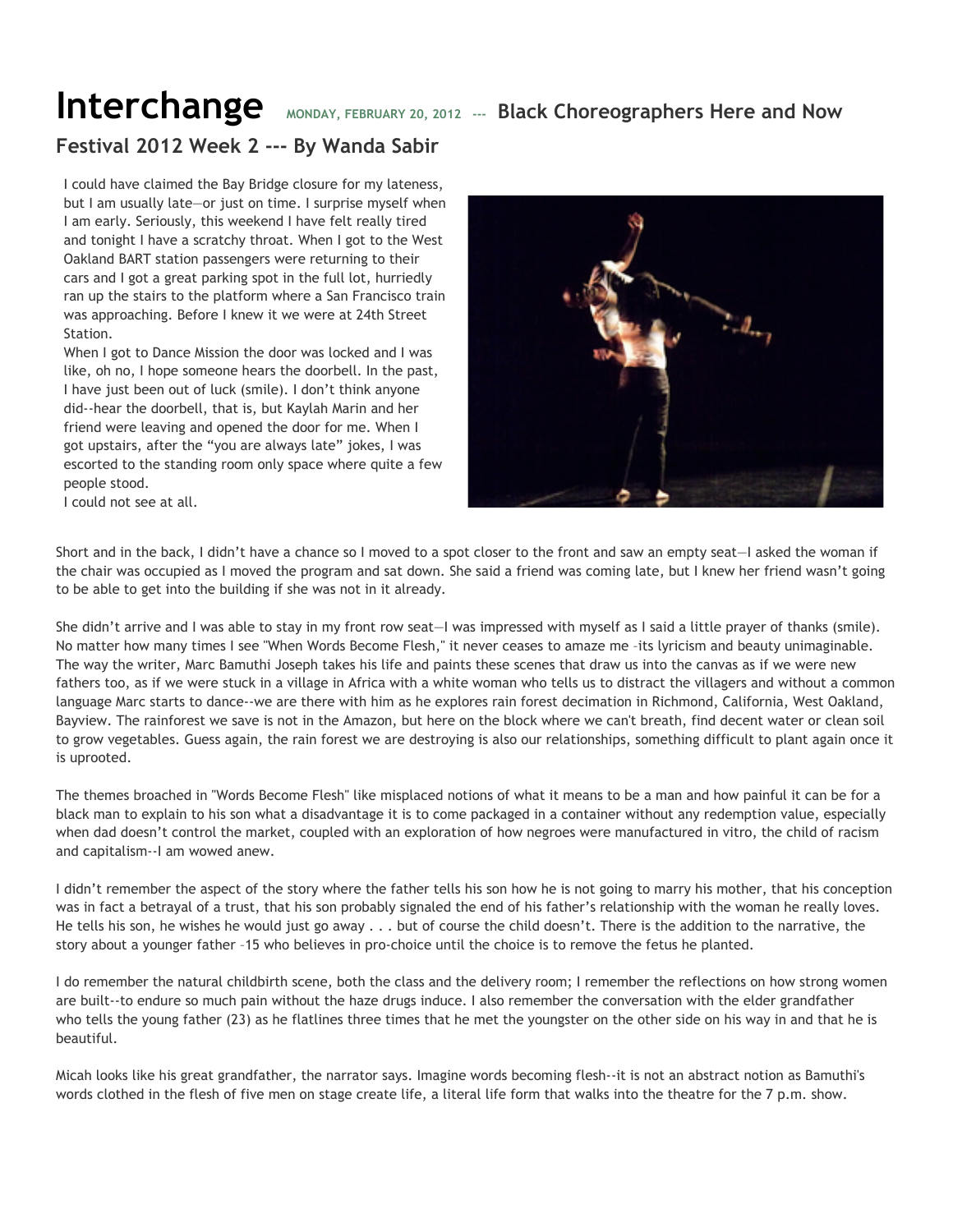# Interchange

MONDAY, FEBRUARY 20, 2012 --- **Black Choreographers Here and Now Festival 2012 Week 2 --- By Wanda Sabir**

I could have claimed the Bay Bridge closure for my lateness, but I am usually late—or just on time. I surprise myself when I am early. Seriously, this weekend I have felt really tired and tonight I have a scratchy throat. When I got to the West Oakland BART station passengers were returning to their cars and I got a great parking spot in the full lot, hurriedly ran up the stairs to the platform where a San Francisco train was approaching. Before I knew it we were at 24th Street Station.

When I got to Dance Mission the door was locked and I was like, oh no, I hope someone hears the doorbell. In the past, I have just been out of luck (smile). I don't think anyone did--hear the doorbell, that is, but Kaylah Marin and her friend were leaving and opened the door for me. When I got upstairs, after the "you are always late" jokes, I was escorted to the standing room only space where quite a few people stood.

I could not see at all.

Short and in the back, I didn't have a chance so I moved to a spot closer to the front and saw an empty seat—I asked the woman if the chair was occupied as I moved the program and sat down. She said a friend was coming late, but I knew her friend wasn't going to be able to get into the building if she was not in it already.

She didn't arrive and I was able to stay in my front row seat—I was impressed with myself as I said a little prayer of thanks (smile). No matter how many times I see "When Words Become Flesh," it never ceases to amaze me –its lyricism and beauty unimaginable. The way the writer, Marc Bamuthi Joseph takes his life and paints these scenes that draw us into the canvas as if we were new fathers too, as if we were stuck in a village in Africa with a white woman who tells us to distract the villagers and without a common language Marc starts to dance--we are there with him as he explores rain forest decimation in Richmond, California, West Oakland, Bayview. The rainforest we save is not in the Amazon, but here on the block where we can't breath, find decent water or clean soil to grow vegetables. Guess again, the rain forest we are destroying is also our relationships, something difficult to plant again once it is uprooted.

The themes broached in "Words Become Flesh" like misplaced notions of what it means to be a man and how painful it can be for a black man to explain to his son what a disadvantage it is to come packaged in a container without any redemption value, especially when dad doesn't control the market, coupled with an exploration of how negroes were manufactured in vitro, the child of racism and capitalism--I am wowed anew.

I didn't remember the aspect of the story where the father tells his son how he is not going to marry his mother, that his conception was in fact a betrayal of a trust, that his son probably signaled the end of his father's relationship with the woman he really loves. He tells his son, he wishes he would just go away . . . but of course the child doesn't. There is the addition to the narrative, the story about a younger father –15 who believes in pro-choice until the choice is to remove the fetus he planted.

I do remember the natural childbirth scene, both the class and the delivery room; I remember the reflections on how strong women are built--to endure so much pain without the haze drugs induce. I also remember the conversation with the elder grandfather who tells the young father (23) as he flatlines three times that he met the youngster on the other side on his way in and that he is beautiful.

Micah looks like his great grandfather, the narrator says. Imagine words becoming flesh--it is not an abstract notion as Bamuthi's words clothed in the flesh of five men on stage create life, a literal life form that walks into the theatre for the 7 p.m. show.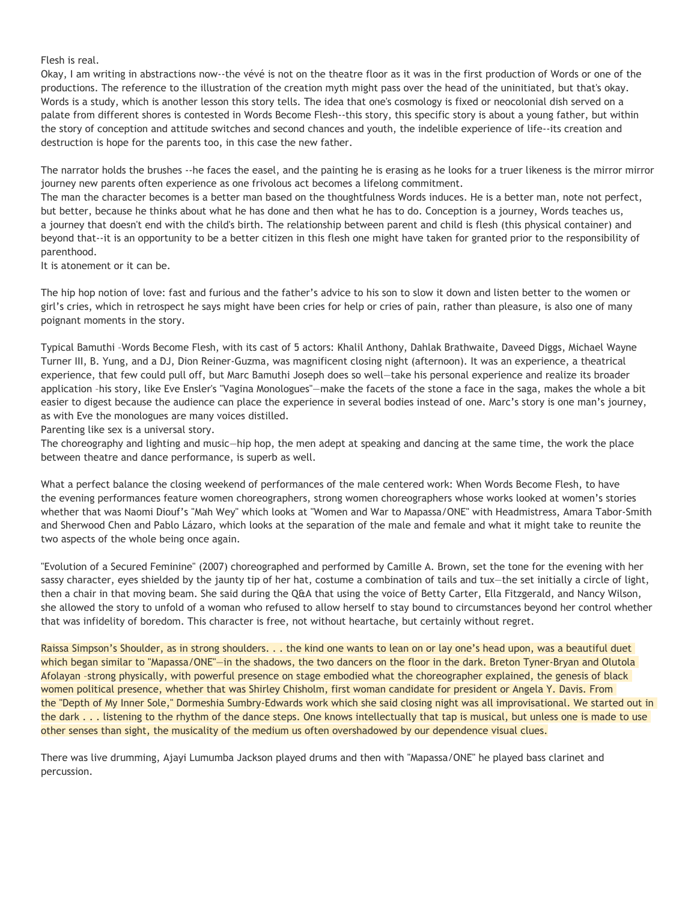Flesh is real.
Okay, I am writing in abstractions now--the vévé is not on the theatre floor as it was in the first production of Words or one of the productions. The reference to the illustration of the creation myth might pass over the head of the uninitiated, but that's okay. Words is a study, which is another lesson this story tells. The idea that one's cosmology is fixed or neocolonial dish served on a palate from different shores is contested in Words Become Flesh--this story, this specific story is about a young father, but within the story of conception and attitude switches and second chances and youth, the indelible experience of life--its creation and destruction is hope for the parents too, in this case the new father.

The narrator holds the brushes --he faces the easel, and the painting he is erasing as he looks for a truer likeness is the mirror mirror journey new parents often experience as one frivolous act becomes a lifelong commitment.
The man the character becomes is a better man based on the thoughtfulness Words induces. He is a better man, note not perfect, but better, because he thinks about what he has done and then what he has to do. Conception is a journey, Words teaches us, a journey that doesn't end with the child's birth. The relationship between parent and child is flesh (this physical container) and beyond that--it is an opportunity to be a better citizen in this flesh one might have taken for granted prior to the responsibility of parenthood.
It is atonement or it can be.

The hip hop notion of love: fast and furious and the father's advice to his son to slow it down and listen better to the women or girl's cries, which in retrospect he says might have been cries for help or cries of pain, rather than pleasure, is also one of many poignant moments in the story.

Typical Bamuthi –Words Become Flesh, with its cast of 5 actors: Khalil Anthony, Dahlak Brathwaite, Daveed Diggs, Michael Wayne Turner III, B. Yung, and a DJ, Dion Reiner-Guzma, was magnificent closing night (afternoon). It was an experience, a theatrical experience, that few could pull off, but Marc Bamuthi Joseph does so well—take his personal experience and realize its broader application –his story, like Eve Ensler's "Vagina Monologues"—make the facets of the stone a face in the saga, makes the whole a bit easier to digest because the audience can place the experience in several bodies instead of one. Marc's story is one man's journey, as with Eve the monologues are many voices distilled.
Parenting like sex is a universal story.
The choreography and lighting and music—hip hop, the men adept at speaking and dancing at the same time, the work the place between theatre and dance performance, is superb as well.

What a perfect balance the closing weekend of performances of the male centered work: When Words Become Flesh, to have the evening performances feature women choreographers, strong women choreographers whose works looked at women's stories whether that was Naomi Diouf's "Mah Wey" which looks at "Women and War to Mapassa/ONE" with Headmistress, Amara Tabor-Smith and Sherwood Chen and Pablo Lázaro, which looks at the separation of the male and female and what it might take to reunite the two aspects of the whole being once again.

"Evolution of a Secured Feminine" (2007) choreographed and performed by Camille A. Brown, set the tone for the evening with her sassy character, eyes shielded by the jaunty tip of her hat, costume a combination of tails and tux—the set initially a circle of light, then a chair in that moving beam. She said during the Q&A that using the voice of Betty Carter, Ella Fitzgerald, and Nancy Wilson, she allowed the story to unfold of a woman who refused to allow herself to stay bound to circumstances beyond her control whether that was infidelity of boredom. This character is free, not without heartache, but certainly without regret.

Raissa Simpson's Shoulder, as in strong shoulders. . . the kind one wants to lean on or lay one's head upon, was a beautiful duet which began similar to "Mapassa/ONE"—in the shadows, the two dancers on the floor in the dark. Breton Tyner-Bryan and Olutola Afolayan –strong physically, with powerful presence on stage embodied what the choreographer explained, the genesis of black women political presence, whether that was Shirley Chisholm, first woman candidate for president or Angela Y. Davis. From the "Depth of My Inner Sole," Dormeshia Sumbry-Edwards work which she said closing night was all improvisational. We started out in the dark . . . listening to the rhythm of the dance steps. One knows intellectually that tap is musical, but unless one is made to use other senses than sight, the musicality of the medium us often overshadowed by our dependence visual clues.

There was live drumming, Ajayi Lumumba Jackson played drums and then with "Mapassa/ONE" he played bass clarinet and percussion.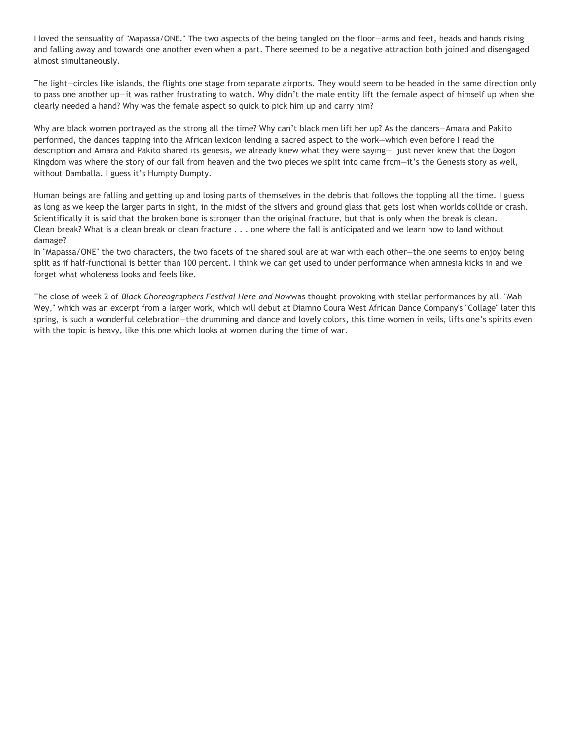I loved the sensuality of "Mapassa/ONE." The two aspects of the being tangled on the floor—arms and feet, heads and hands rising and falling away and towards one another even when a part. There seemed to be a negative attraction both joined and disengaged almost simultaneously.

The light—circles like islands, the flights one stage from separate airports. They would seem to be headed in the same direction only to pass one another up—it was rather frustrating to watch. Why didn't the male entity lift the female aspect of himself up when she clearly needed a hand? Why was the female aspect so quick to pick him up and carry him?

Why are black women portrayed as the strong all the time? Why can't black men lift her up? As the dancers—Amara and Pakito performed, the dances tapping into the African lexicon lending a sacred aspect to the work—which even before I read the description and Amara and Pakito shared its genesis, we already knew what they were saying—I just never knew that the Dogon Kingdom was where the story of our fall from heaven and the two pieces we split into came from—it's the Genesis story as well, without Damballa. I guess it's Humpty Dumpty.

Human beings are falling and getting up and losing parts of themselves in the debris that follows the toppling all the time. I guess as long as we keep the larger parts in sight, in the midst of the slivers and ground glass that gets lost when worlds collide or crash. Scientifically it is said that the broken bone is stronger than the original fracture, but that is only when the break is clean. Clean break? What is a clean break or clean fracture . . . one where the fall is anticipated and we learn how to land without damage?
In "Mapassa/ONE" the two characters, the two facets of the shared soul are at war with each other—the one seems to enjoy being split as if half-functional is better than 100 percent. I think we can get used to under performance when amnesia kicks in and we forget what wholeness looks and feels like.

The close of week 2 of *Black Choreographers Festival Here and Now*was thought provoking with stellar performances by all. "Mah Wey," which was an excerpt from a larger work, which will debut at Diamno Coura West African Dance Company's "Collage" later this spring, is such a wonderful celebration—the drumming and dance and lovely colors, this time women in veils, lifts one's spirits even with the topic is heavy, like this one which looks at women during the time of war.